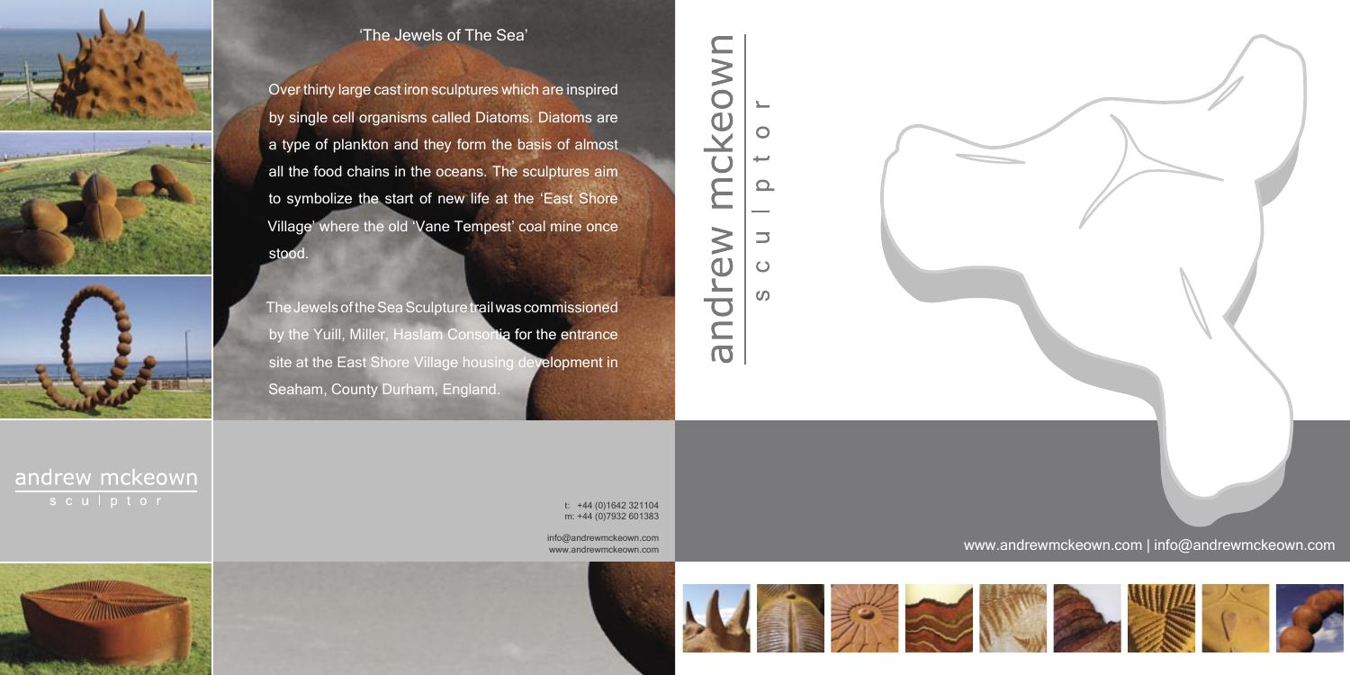# 'The Jewels of The Sea'

Over thirty large cast iron sculptures which are inspired by single cell organisms called Diatoms. Diatoms are a type of plankton and they form the basis of almost all the food chains in the oceans. The sculptures aim to symbolize the start of new life at the 'East Shore Village' where the old 'Vane Tempest' coal mine once stood.

The Jewels of the Sea Sculpture trail was commissioned by the Yuill, Miller, Haslam Consortia for the entrance site at the East Shore Village housing development in Seaham, County Durham, England.

andrew mckeown

sculptor

t: +44 (0)1642 321104
m: +44 (0)7932 601383

info@andrewmckeown.com
www.andrewmckeown.com

andrew mckeown

sculptor

www.andrewmckeown.com | info@andrewmckeown.com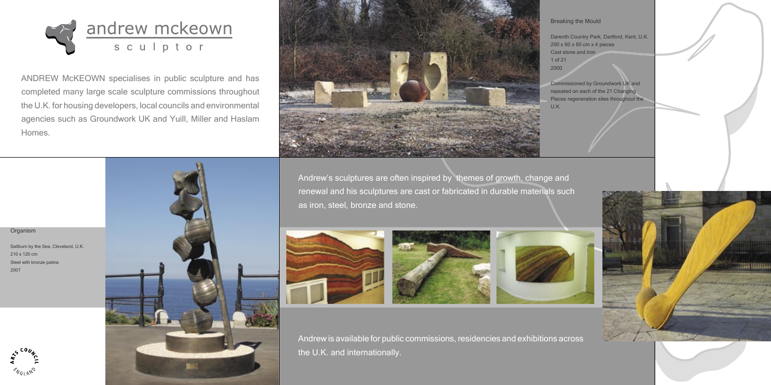# andrew mckeown

sculptor

ANDREW McKEOWN specialises in public sculpture and has completed many large scale sculpture commissions throughout the U.K. for housing developers, local councils and environmental agencies such as Groundwork UK and Yuill, Miller and Haslam Homes.

Breaking the Mould

Darenth Country Park, Dartford, Kent, U.K.
200 x 60 x 60 cm x 4 pieces
Cast stone and iron
1 of 21
2000

Commissioned by Groundwork UK and repeated on each of the 21 Changing Places regeneration sites throughout the U.K.

Organism

Saltburn by the Sea, Cleveland, U.K.
210 x 120 cm
Steel with bronze patina
2007

Andrew's sculptures are often inspired by themes of growth, change and renewal and his sculptures are cast or fabricated in durable materials such as iron, steel, bronze and stone.

Andrew is available for public commissions, residencies and exhibitions across the U.K. and internationally.

ARTS COUNCIL ENGLAND